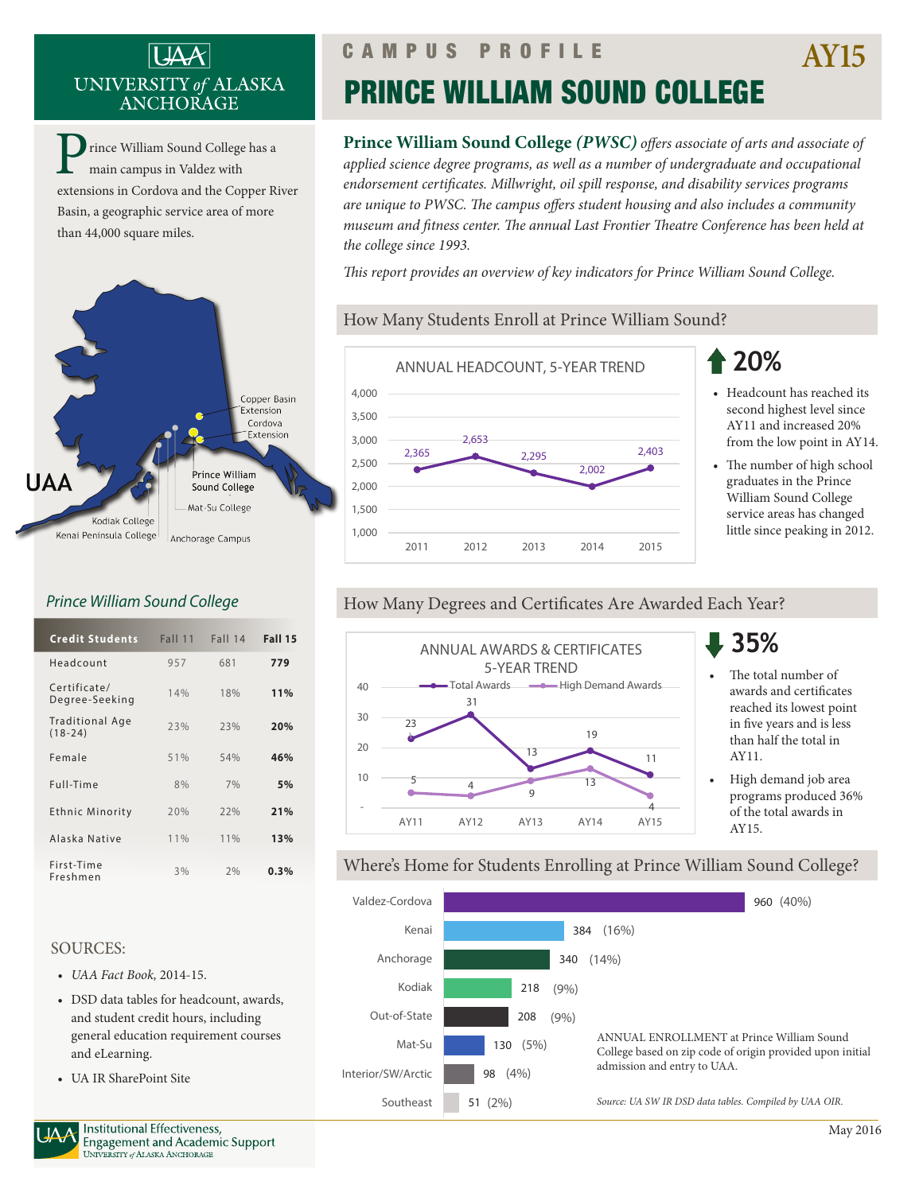UAA UNIVERSITY of ALASKA ANCHORAGE

# CAMPUS PROFILE

# PRINCE WILLIAM SOUND COLLEGE

AY15

Prince William Sound College has a main campus in Valdez with extensions in Cordova and the Copper River Basin, a geographic service area of more than 44,000 square miles.

Copper Basin Extension
Cordova Extension
Prince William Sound College
Mat-Su College
Kodiak College
Kenai Peninsula College
Anchorage Campus
UAA

**Prince William Sound College** ***(PWSC)*** *offers associate of arts and associate of applied science degree programs, as well as a number of undergraduate and occupational endorsement certificates. Millwright, oil spill response, and disability services programs are unique to PWSC. The campus offers student housing and also includes a community museum and fitness center. The annual Last Frontier Theatre Conference has been held at the college since 1993.*

*This report provides an overview of key indicators for Prince William Sound College.*

## How Many Students Enroll at Prince William Sound?

ANNUAL HEADCOUNT, 5-YEAR TREND

| Year | 2011 | 2012 | 2013 | 2014 | 2015 |
|---|---|---|---|---|---|
| Headcount | 2,365 | 2,653 | 2,295 | 2,002 | 2,403 |

**↑ 20%**

- Headcount has reached its second highest level since AY11 and increased 20% from the low point in AY14.
- The number of high school graduates in the Prince William Sound College service areas has changed little since peaking in 2012.

## How Many Degrees and Certificates Are Awarded Each Year?

ANNUAL AWARDS & CERTIFICATES 5-YEAR TREND

| | AY11 | AY12 | AY13 | AY14 | AY15 |
|---|---|---|---|---|---|
| Total Awards | 23 | 31 | 13 | 19 | 11 |
| High Demand Awards | 5 | 4 | 9 | 13 | 4 |

**↓ 35%**

- The total number of awards and certificates reached its lowest point in five years and is less than half the total in AY11.
- High demand job area programs produced 36% of the total awards in AY15.

## *Prince William Sound College*

| Credit Students | Fall 11 | Fall 14 | Fall 15 |
|---|---|---|---|
| Headcount | 957 | 681 | **779** |
| Certificate/ Degree-Seeking | 14% | 18% | **11%** |
| Traditional Age (18-24) | 23% | 23% | **20%** |
| Female | 51% | 54% | **46%** |
| Full-Time | 8% | 7% | **5%** |
| Ethnic Minority | 20% | 22% | **21%** |
| Alaska Native | 11% | 11% | **13%** |
| First-Time Freshmen | 3% | 2% | **0.3%** |

## Where's Home for Students Enrolling at Prince William Sound College?

| Region | Students | Percent |
|---|---|---|
| Valdez-Cordova | 960 | (40%) |
| Kenai | 384 | (16%) |
| Anchorage | 340 | (14%) |
| Kodiak | 218 | (9%) |
| Out-of-State | 208 | (9%) |
| Mat-Su | 130 | (5%) |
| Interior/SW/Arctic | 98 | (4%) |
| Southeast | 51 | (2%) |

ANNUAL ENROLLMENT at Prince William Sound College based on zip code of origin provided upon initial admission and entry to UAA.

*Source: UA SW IR DSD data tables. Compiled by UAA OIR.*

## SOURCES:

- *UAA Fact Book*, 2014-15.
- DSD data tables for headcount, awards, and student credit hours, including general education requirement courses and eLearning.
- UA IR SharePoint Site

UAA Institutional Effectiveness, Engagement and Academic Support — University of Alaska Anchorage

May 2016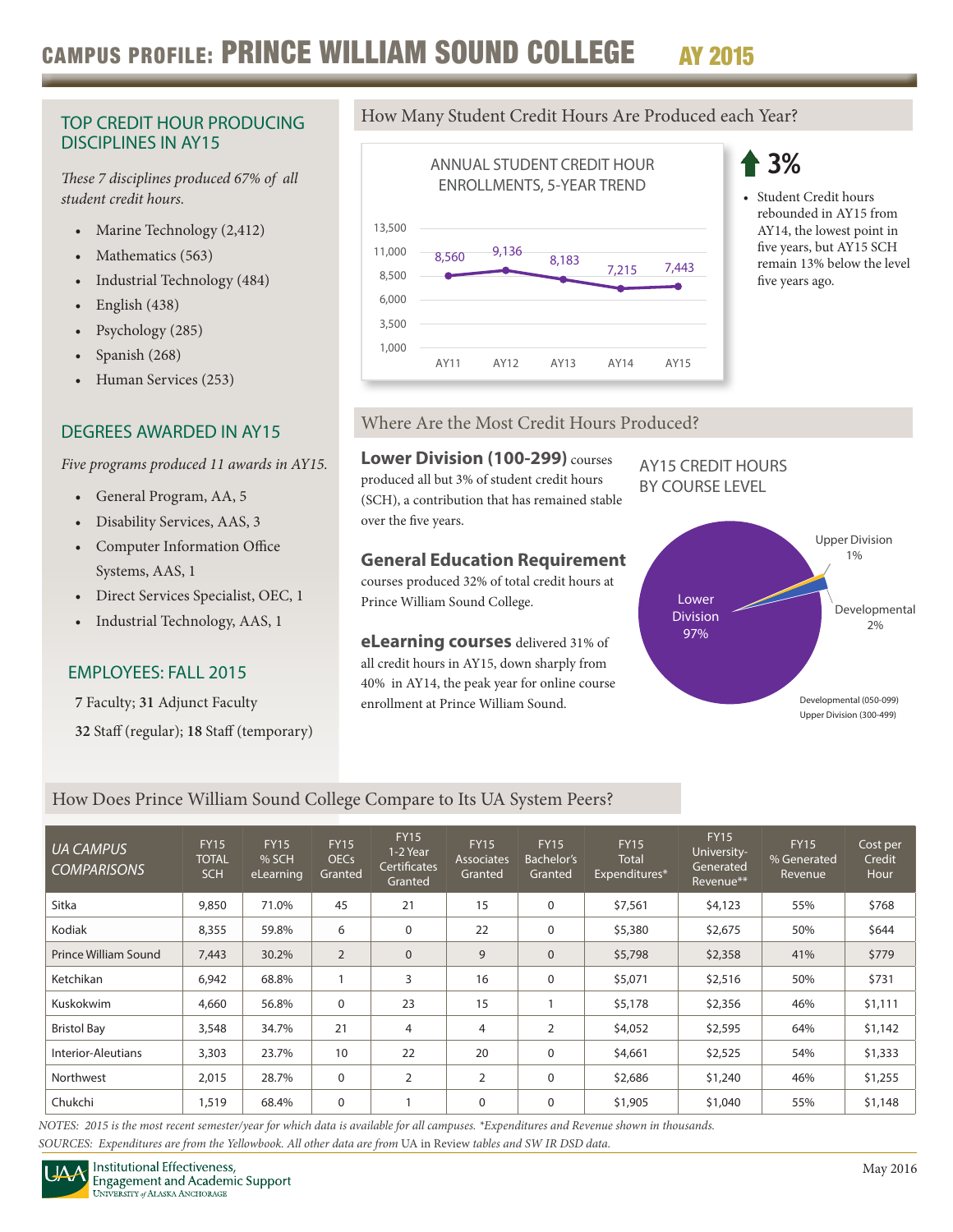# CAMPUS PROFILE: PRINCE WILLIAM SOUND COLLEGE AY 2015

## TOP CREDIT HOUR PRODUCING DISCIPLINES IN AY15

*These 7 disciplines produced 67% of all student credit hours.*

- Marine Technology (2,412)
- Mathematics (563)
- Industrial Technology (484)
- English (438)
- Psychology (285)
- Spanish (268)
- Human Services (253)

## DEGREES AWARDED IN AY15

*Five programs produced 11 awards in AY15.*

- General Program, AA, 5
- Disability Services, AAS, 3
- Computer Information Office Systems, AAS, 1
- Direct Services Specialist, OEC, 1
- Industrial Technology, AAS, 1

## EMPLOYEES: FALL 2015

**7** Faculty; **31** Adjunct Faculty

**32** Staff (regular); **18** Staff (temporary)

## How Many Student Credit Hours Are Produced each Year?

ANNUAL STUDENT CREDIT HOUR ENROLLMENTS, 5-YEAR TREND

13,500
11,000
8,500
6,000
3,500
1,000

8,560
9,136
8,183
7,215
7,443

AY11
AY12
AY13
AY14
AY15

**3%**

- Student Credit hours rebounded in AY15 from AY14, the lowest point in five years, but AY15 SCH remain 13% below the level five years ago.

## Where Are the Most Credit Hours Produced?

**Lower Division (100-299)** courses produced all but 3% of student credit hours (SCH), a contribution that has remained stable over the five years.

**General Education Requirement** courses produced 32% of total credit hours at Prince William Sound College.

**eLearning courses** delivered 31% of all credit hours in AY15, down sharply from 40% in AY14, the peak year for online course enrollment at Prince William Sound.

AY15 CREDIT HOURS BY COURSE LEVEL

Upper Division 1%
Lower Division 97%
Developmental 2%

Developmental (050-099)
Upper Division (300-499)

## How Does Prince William Sound College Compare to Its UA System Peers?

| *UA CAMPUS COMPARISONS* | FY15 TOTAL SCH | FY15 % SCH eLearning | FY15 OECs Granted | FY15 1-2 Year Certificates Granted | FY15 Associates Granted | FY15 Bachelor's Granted | FY15 Total Expenditures* | FY15 University-Generated Revenue** | FY15 % Generated Revenue | Cost per Credit Hour |
|---|---|---|---|---|---|---|---|---|---|---|
| Sitka | 9,850 | 71.0% | 45 | 21 | 15 | 0 | $7,561 | $4,123 | 55% | $768 |
| Kodiak | 8,355 | 59.8% | 6 | 0 | 22 | 0 | $5,380 | $2,675 | 50% | $644 |
| Prince William Sound | 7,443 | 30.2% | 2 | 0 | 9 | 0 | $5,798 | $2,358 | 41% | $779 |
| Ketchikan | 6,942 | 68.8% | 1 | 3 | 16 | 0 | $5,071 | $2,516 | 50% | $731 |
| Kuskokwim | 4,660 | 56.8% | 0 | 23 | 15 | 1 | $5,178 | $2,356 | 46% | $1,111 |
| Bristol Bay | 3,548 | 34.7% | 21 | 4 | 4 | 2 | $4,052 | $2,595 | 64% | $1,142 |
| Interior-Aleutians | 3,303 | 23.7% | 10 | 22 | 20 | 0 | $4,661 | $2,525 | 54% | $1,333 |
| Northwest | 2,015 | 28.7% | 0 | 2 | 2 | 0 | $2,686 | $1,240 | 46% | $1,255 |
| Chukchi | 1,519 | 68.4% | 0 | 1 | 0 | 0 | $1,905 | $1,040 | 55% | $1,148 |

*NOTES: 2015 is the most recent semester/year for which data is available for all campuses. *Expenditures and Revenue shown in thousands.*

*SOURCES: Expenditures are from the Yellowbook. All other data are from* UA in Review *tables and SW IR DSD data.*

Institutional Effectiveness, Engagement and Academic Support
University of Alaska Anchorage

May 2016